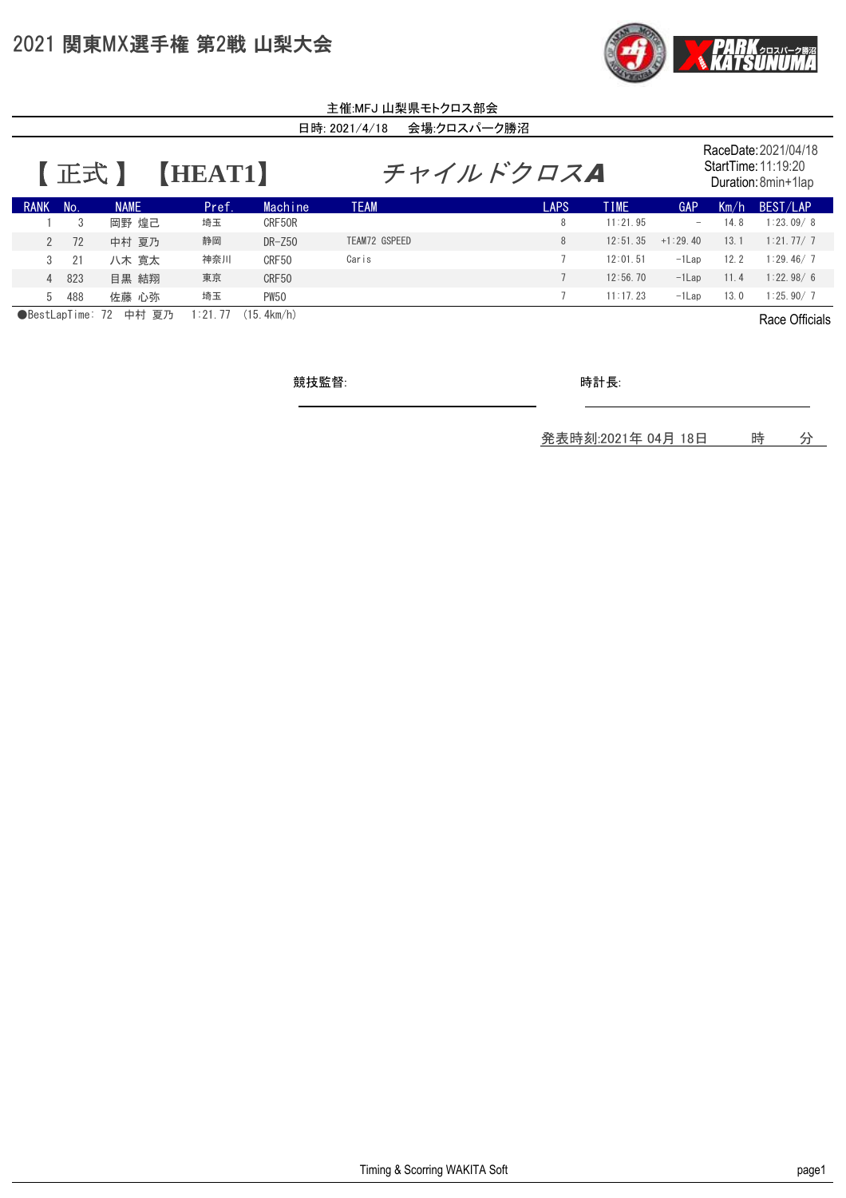# 2021 関東MX選手権 第2戦 山梨大会

主催:MFJ 山梨県モトクロス部会

日時: 2021/4/18　会場:クロスパーク勝沼

## 【 正式 】 【HEAT1】　チャイルドクロスA

RaceDate: 2021/04/18
StartTime: 11:19:20
Duration: 8min+1lap

| RANK | No. | NAME | Pref. | Machine | TEAM | LAPS | TIME | GAP | Km/h | BEST/LAP |
|---|---|---|---|---|---|---|---|---|---|---|
| 1 | 3 | 岡野 煌己 | 埼玉 | CRF50R | | 8 | 11:21.95 | – | 14.8 | 1:23.09/ 8 |
| 2 | 72 | 中村 夏乃 | 静岡 | DR-Z50 | TEAM72 GSPEED | 8 | 12:51.35 | +1:29.40 | 13.1 | 1:21.77/ 7 |
| 3 | 21 | 八木 寛太 | 神奈川 | CRF50 | Caris | 7 | 12:01.51 | -1Lap | 12.2 | 1:29.46/ 7 |
| 4 | 823 | 目黒 結翔 | 東京 | CRF50 | | 7 | 12:56.70 | -1Lap | 11.4 | 1:22.98/ 6 |
| 5 | 488 | 佐藤 心弥 | 埼玉 | PW50 | | 7 | 11:17.23 | -1Lap | 13.0 | 1:25.90/ 7 |

●BestLapTime: 72 中村 夏乃 1:21.77 (15.4km/h)

Race Officials

競技監督:

時計長:

発表時刻:2021年 04月 18日　　時　　分

Timing & Scorring WAKITA Soft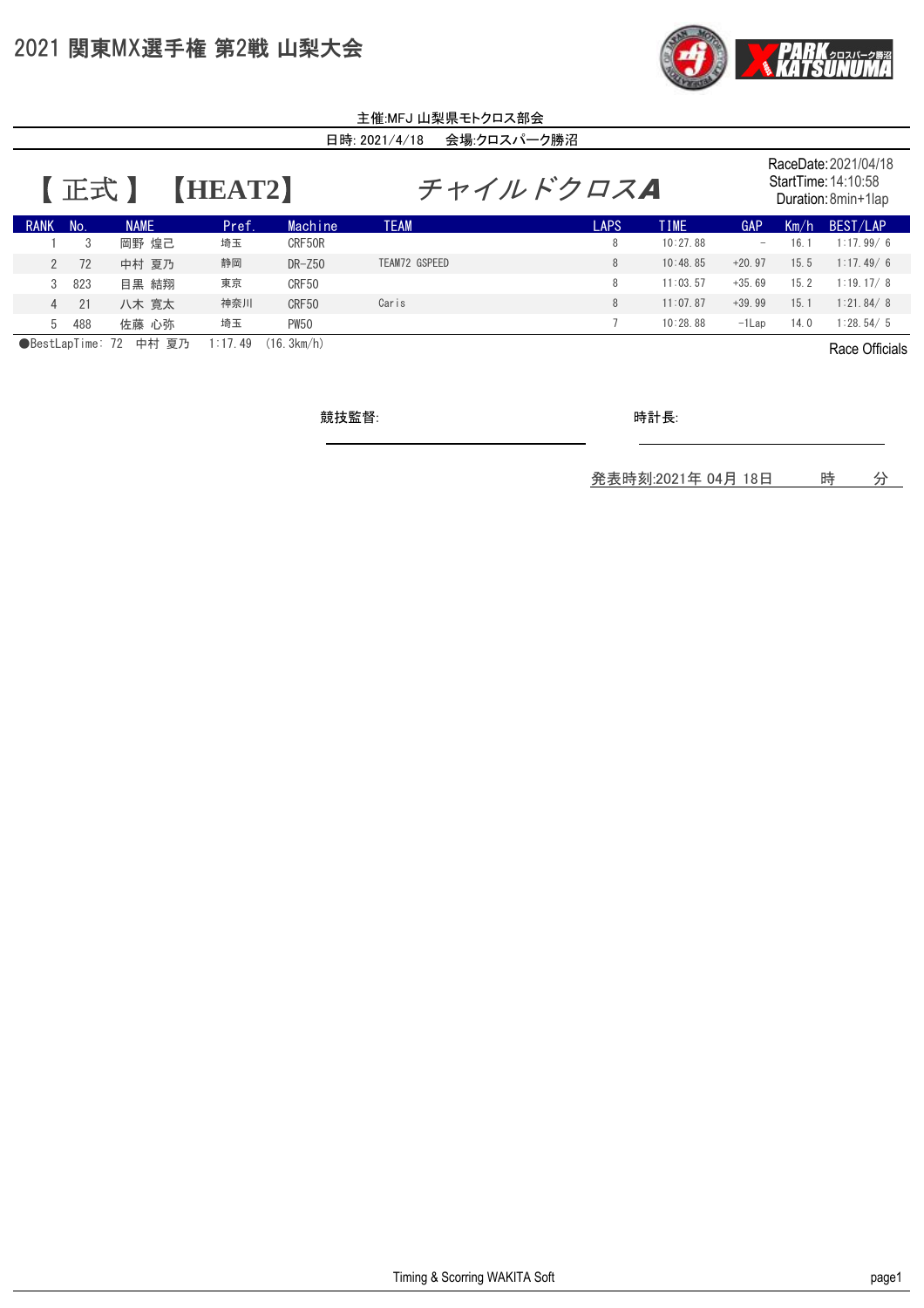# 2021 関東MX選手権 第2戦 山梨大会

主催:MFJ 山梨県モトクロス部会

日時: 2021/4/18　会場:クロスパーク勝沼

## 【正式】 【HEAT2】　チャイルドクロスA

RaceDate: 2021/04/18
StartTime: 14:10:58
Duration: 8min+1lap

| RANK | No. | NAME | Pref. | Machine | TEAM | LAPS | TIME | GAP | Km/h | BEST/LAP |
|---|---|---|---|---|---|---|---|---|---|---|
| 1 | 3 | 岡野 煌己 | 埼玉 | CRF50R | | 8 | 10:27.88 | – | 16.1 | 1:17.99/ 6 |
| 2 | 72 | 中村 夏乃 | 静岡 | DR-Z50 | TEAM72 GSPEED | 8 | 10:48.85 | +20.97 | 15.5 | 1:17.49/ 6 |
| 3 | 823 | 目黒 結翔 | 東京 | CRF50 | | 8 | 11:03.57 | +35.69 | 15.2 | 1:19.17/ 8 |
| 4 | 21 | 八木 寛太 | 神奈川 | CRF50 | Caris | 8 | 11:07.87 | +39.99 | 15.1 | 1:21.84/ 8 |
| 5 | 488 | 佐藤 心弥 | 埼玉 | PW50 | | 7 | 10:28.88 | -1Lap | 14.0 | 1:28.54/ 5 |

●BestLapTime: 72 中村 夏乃 1:17.49 (16.3km/h)

Race Officials

競技監督:

時計長:

発表時刻:2021年 04月 18日　　時　　分

Timing & Scorring WAKITA Soft